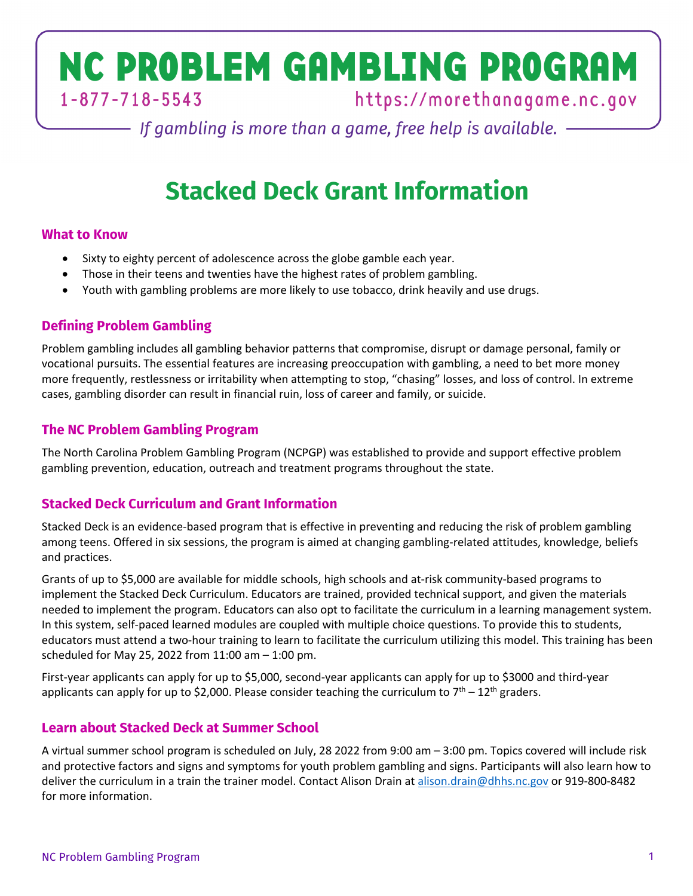# NC PROBLEM GAMBLING PROGRAM

1-877-718-5543 https://morethanagame.nc.gov

*If gambling is more than a game, free help is available.*

# Stacked Deck Grant Information

## What to Know

- Sixty to eighty percent of adolescence across the globe gamble each year.
- Those in their teens and twenties have the highest rates of problem gambling.
- Youth with gambling problems are more likely to use tobacco, drink heavily and use drugs.

## Defining Problem Gambling

Problem gambling includes all gambling behavior patterns that compromise, disrupt or damage personal, family or vocational pursuits. The essential features are increasing preoccupation with gambling, a need to bet more money more frequently, restlessness or irritability when attempting to stop, "chasing" losses, and loss of control. In extreme cases, gambling disorder can result in financial ruin, loss of career and family, or suicide.

## The NC Problem Gambling Program

The North Carolina Problem Gambling Program (NCPGP) was established to provide and support effective problem gambling prevention, education, outreach and treatment programs throughout the state.

## Stacked Deck Curriculum and Grant Information

Stacked Deck is an evidence-based program that is effective in preventing and reducing the risk of problem gambling among teens. Offered in six sessions, the program is aimed at changing gambling-related attitudes, knowledge, beliefs and practices.

Grants of up to $5,000 are available for middle schools, high schools and at-risk community-based programs to implement the Stacked Deck Curriculum. Educators are trained, provided technical support, and given the materials needed to implement the program. Educators can also opt to facilitate the curriculum in a learning management system. In this system, self-paced learned modules are coupled with multiple choice questions. To provide this to students, educators must attend a two-hour training to learn to facilitate the curriculum utilizing this model. This training has been scheduled for May 25, 2022 from 11:00 am – 1:00 pm.

First-year applicants can apply for up to $5,000, second-year applicants can apply for up to $3000 and third-year applicants can apply for up to $2,000. Please consider teaching the curriculum to 7th – 12th graders.

## Learn about Stacked Deck at Summer School

A virtual summer school program is scheduled on July, 28 2022 from 9:00 am – 3:00 pm. Topics covered will include risk and protective factors and signs and symptoms for youth problem gambling and signs. Participants will also learn how to deliver the curriculum in a train the trainer model. Contact Alison Drain at alison.drain@dhhs.nc.gov or 919-800-8482 for more information.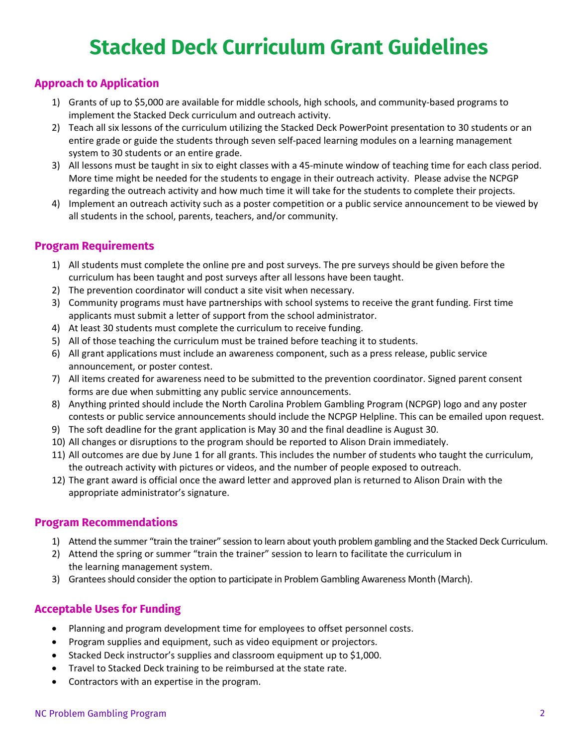# Stacked Deck Curriculum Grant Guidelines

## Approach to Application

1) Grants of up to $5,000 are available for middle schools, high schools, and community-based programs to implement the Stacked Deck curriculum and outreach activity.
2) Teach all six lessons of the curriculum utilizing the Stacked Deck PowerPoint presentation to 30 students or an entire grade or guide the students through seven self-paced learning modules on a learning management system to 30 students or an entire grade.
3) All lessons must be taught in six to eight classes with a 45-minute window of teaching time for each class period. More time might be needed for the students to engage in their outreach activity. Please advise the NCPGP regarding the outreach activity and how much time it will take for the students to complete their projects.
4) Implement an outreach activity such as a poster competition or a public service announcement to be viewed by all students in the school, parents, teachers, and/or community.

## Program Requirements

1) All students must complete the online pre and post surveys. The pre surveys should be given before the curriculum has been taught and post surveys after all lessons have been taught.
2) The prevention coordinator will conduct a site visit when necessary.
3) Community programs must have partnerships with school systems to receive the grant funding. First time applicants must submit a letter of support from the school administrator.
4) At least 30 students must complete the curriculum to receive funding.
5) All of those teaching the curriculum must be trained before teaching it to students.
6) All grant applications must include an awareness component, such as a press release, public service announcement, or poster contest.
7) All items created for awareness need to be submitted to the prevention coordinator. Signed parent consent forms are due when submitting any public service announcements.
8) Anything printed should include the North Carolina Problem Gambling Program (NCPGP) logo and any poster contests or public service announcements should include the NCPGP Helpline. This can be emailed upon request.
9) The soft deadline for the grant application is May 30 and the final deadline is August 30.
10) All changes or disruptions to the program should be reported to Alison Drain immediately.
11) All outcomes are due by June 1 for all grants. This includes the number of students who taught the curriculum, the outreach activity with pictures or videos, and the number of people exposed to outreach.
12) The grant award is official once the award letter and approved plan is returned to Alison Drain with the appropriate administrator's signature.

## Program Recommendations

1) Attend the summer "train the trainer" session to learn about youth problem gambling and the Stacked Deck Curriculum.
2) Attend the spring or summer "train the trainer" session to learn to facilitate the curriculum in the learning management system.
3) Grantees should consider the option to participate in Problem Gambling Awareness Month (March).

## Acceptable Uses for Funding

- Planning and program development time for employees to offset personnel costs.
- Program supplies and equipment, such as video equipment or projectors.
- Stacked Deck instructor's supplies and classroom equipment up to $1,000.
- Travel to Stacked Deck training to be reimbursed at the state rate.
- Contractors with an expertise in the program.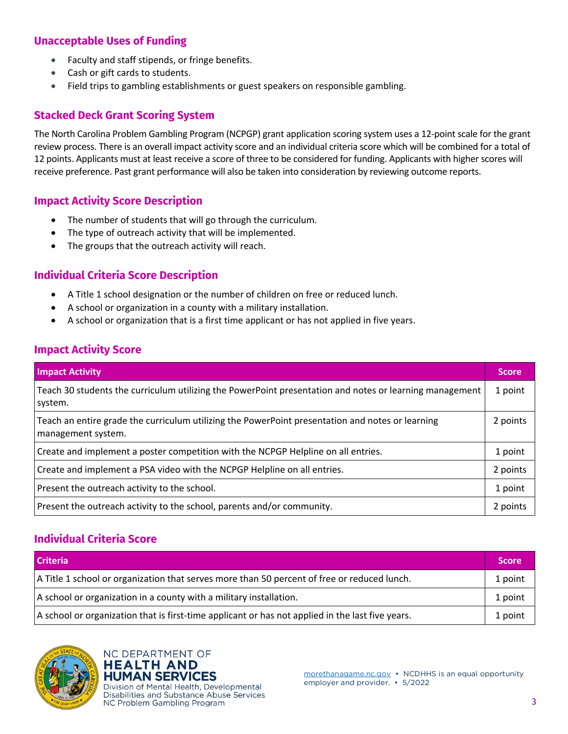## Unacceptable Uses of Funding

- Faculty and staff stipends, or fringe benefits.
- Cash or gift cards to students.
- Field trips to gambling establishments or guest speakers on responsible gambling.

## Stacked Deck Grant Scoring System

The North Carolina Problem Gambling Program (NCPGP) grant application scoring system uses a 12-point scale for the grant review process. There is an overall impact activity score and an individual criteria score which will be combined for a total of 12 points. Applicants must at least receive a score of three to be considered for funding. Applicants with higher scores will receive preference. Past grant performance will also be taken into consideration by reviewing outcome reports.

## Impact Activity Score Description

- The number of students that will go through the curriculum.
- The type of outreach activity that will be implemented.
- The groups that the outreach activity will reach.

## Individual Criteria Score Description

- A Title 1 school designation or the number of children on free or reduced lunch.
- A school or organization in a county with a military installation.
- A school or organization that is a first time applicant or has not applied in five years.

## Impact Activity Score

| Impact Activity | Score |
|---|---|
| Teach 30 students the curriculum utilizing the PowerPoint presentation and notes or learning management system. | 1 point |
| Teach an entire grade the curriculum utilizing the PowerPoint presentation and notes or learning management system. | 2 points |
| Create and implement a poster competition with the NCPGP Helpline on all entries. | 1 point |
| Create and implement a PSA video with the NCPGP Helpline on all entries. | 2 points |
| Present the outreach activity to the school. | 1 point |
| Present the outreach activity to the school, parents and/or community. | 2 points |

## Individual Criteria Score

| Criteria | Score |
|---|---|
| A Title 1 school or organization that serves more than 50 percent of free or reduced lunch. | 1 point |
| A school or organization in a county with a military installation. | 1 point |
| A school or organization that is first-time applicant or has not applied in the last five years. | 1 point |

NC DEPARTMENT OF
**HEALTH AND HUMAN SERVICES**
Division of Mental Health, Developmental Disabilities and Substance Abuse Services
NC Problem Gambling Program

morethanagame.nc.gov • NCDHHS is an equal opportunity employer and provider. • 5/2022